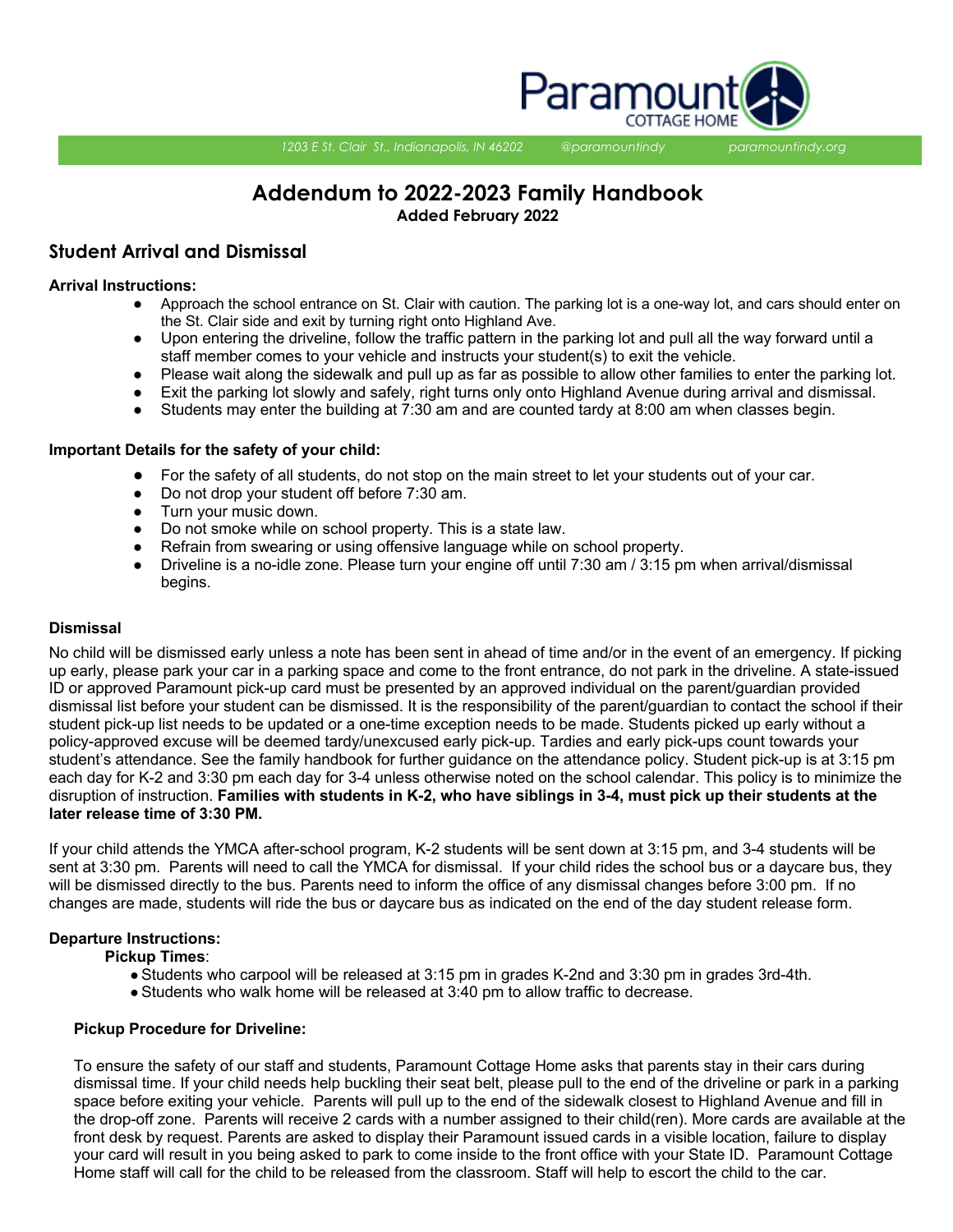# Addendum to 2022-2023 Family Handbook

**Added February 2022**

## Student Arrival and Dismissal

**Arrival Instructions:**

- Approach the school entrance on St. Clair with caution. The parking lot is a one-way lot, and cars should enter on the St. Clair side and exit by turning right onto Highland Ave.
- Upon entering the driveline, follow the traffic pattern in the parking lot and pull all the way forward until a staff member comes to your vehicle and instructs your student(s) to exit the vehicle.
- Please wait along the sidewalk and pull up as far as possible to allow other families to enter the parking lot.
- Exit the parking lot slowly and safely, right turns only onto Highland Avenue during arrival and dismissal.
- Students may enter the building at 7:30 am and are counted tardy at 8:00 am when classes begin.

**Important Details for the safety of your child:**

- For the safety of all students, do not stop on the main street to let your students out of your car.
- Do not drop your student off before 7:30 am.
- Turn your music down.
- Do not smoke while on school property. This is a state law.
- Refrain from swearing or using offensive language while on school property.
- Driveline is a no-idle zone. Please turn your engine off until 7:30 am / 3:15 pm when arrival/dismissal begins.

**Dismissal**

No child will be dismissed early unless a note has been sent in ahead of time and/or in the event of an emergency. If picking up early, please park your car in a parking space and come to the front entrance, do not park in the driveline. A state-issued ID or approved Paramount pick-up card must be presented by an approved individual on the parent/guardian provided dismissal list before your student can be dismissed. It is the responsibility of the parent/guardian to contact the school if their student pick-up list needs to be updated or a one-time exception needs to be made. Students picked up early without a policy-approved excuse will be deemed tardy/unexcused early pick-up. Tardies and early pick-ups count towards your student's attendance. See the family handbook for further guidance on the attendance policy. Student pick-up is at 3:15 pm each day for K-2 and 3:30 pm each day for 3-4 unless otherwise noted on the school calendar. This policy is to minimize the disruption of instruction. **Families with students in K-2, who have siblings in 3-4, must pick up their students at the later release time of 3:30 PM.**

If your child attends the YMCA after-school program, K-2 students will be sent down at 3:15 pm, and 3-4 students will be sent at 3:30 pm. Parents will need to call the YMCA for dismissal. If your child rides the school bus or a daycare bus, they will be dismissed directly to the bus. Parents need to inform the office of any dismissal changes before 3:00 pm. If no changes are made, students will ride the bus or daycare bus as indicated on the end of the day student release form.

**Departure Instructions:**

**Pickup Times**:

- Students who carpool will be released at 3:15 pm in grades K-2nd and 3:30 pm in grades 3rd-4th.
- Students who walk home will be released at 3:40 pm to allow traffic to decrease.

**Pickup Procedure for Driveline:**

To ensure the safety of our staff and students, Paramount Cottage Home asks that parents stay in their cars during dismissal time. If your child needs help buckling their seat belt, please pull to the end of the driveline or park in a parking space before exiting your vehicle. Parents will pull up to the end of the sidewalk closest to Highland Avenue and fill in the drop-off zone. Parents will receive 2 cards with a number assigned to their child(ren). More cards are available at the front desk by request. Parents are asked to display their Paramount issued cards in a visible location, failure to display your card will result in you being asked to park to come inside to the front office with your State ID. Paramount Cottage Home staff will call for the child to be released from the classroom. Staff will help to escort the child to the car.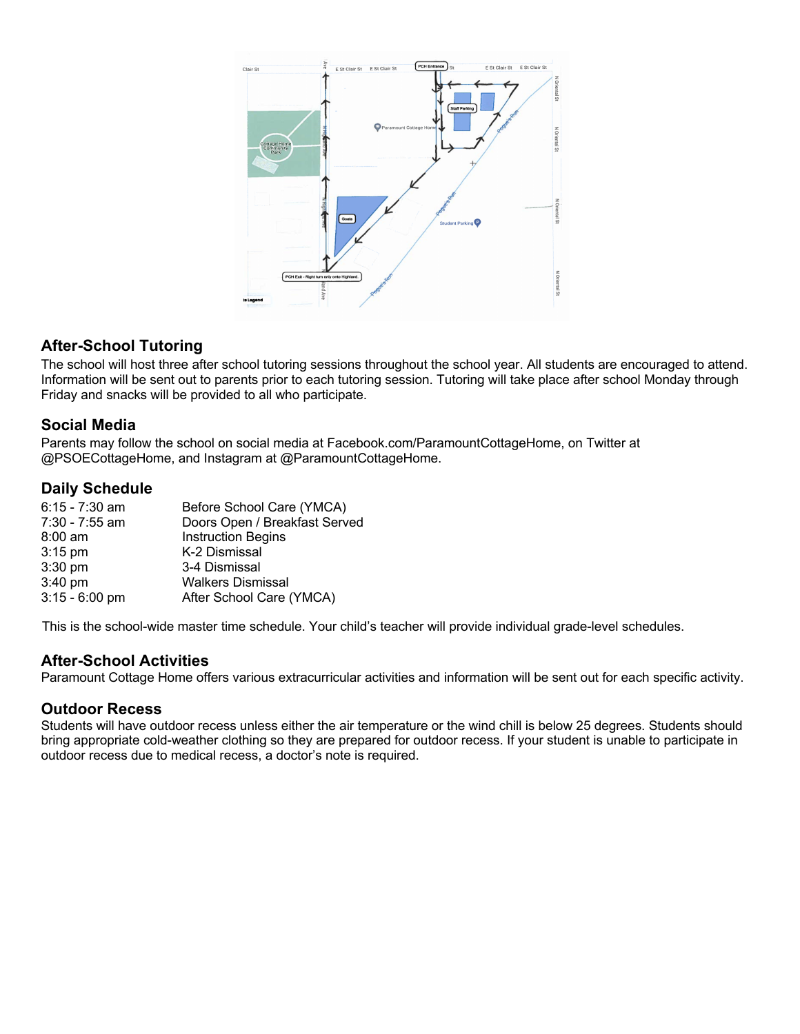## After-School Tutoring

The school will host three after school tutoring sessions throughout the school year. All students are encouraged to attend. Information will be sent out to parents prior to each tutoring session. Tutoring will take place after school Monday through Friday and snacks will be provided to all who participate.

## Social Media

Parents may follow the school on social media at Facebook.com/ParamountCottageHome, on Twitter at @PSOECottageHome, and Instagram at @ParamountCottageHome.

## Daily Schedule

| | |
|---|---|
| 6:15 - 7:30 am | Before School Care (YMCA) |
| 7:30 - 7:55 am | Doors Open / Breakfast Served |
| 8:00 am | Instruction Begins |
| 3:15 pm | K-2 Dismissal |
| 3:30 pm | 3-4 Dismissal |
| 3:40 pm | Walkers Dismissal |
| 3:15 - 6:00 pm | After School Care (YMCA) |

This is the school-wide master time schedule. Your child's teacher will provide individual grade-level schedules.

## After-School Activities

Paramount Cottage Home offers various extracurricular activities and information will be sent out for each specific activity.

## Outdoor Recess

Students will have outdoor recess unless either the air temperature or the wind chill is below 25 degrees. Students should bring appropriate cold-weather clothing so they are prepared for outdoor recess. If your student is unable to participate in outdoor recess due to medical recess, a doctor's note is required.